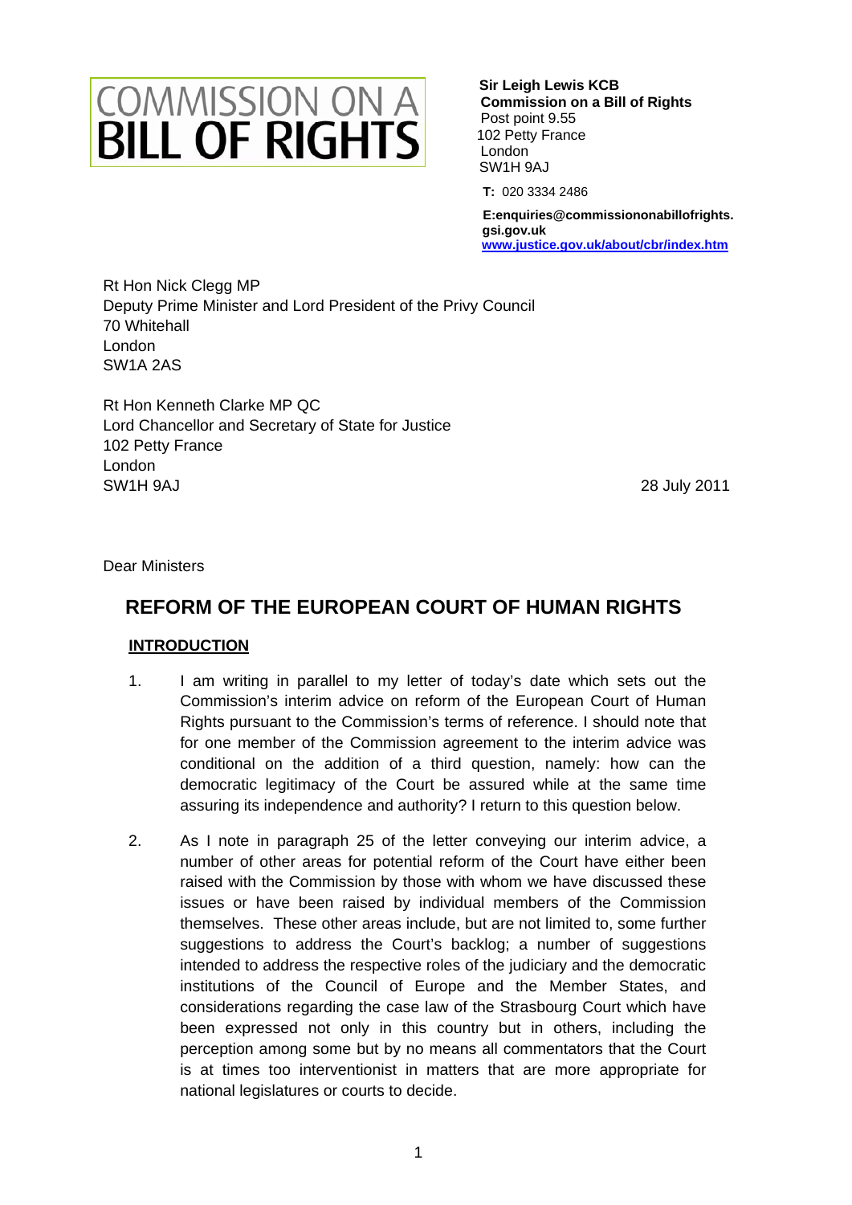# COMMISSION ON A BILL OF RIGHTS

**Sir Leigh Lewis KCB**
**Commission on a Bill of Rights**
Post point 9.55
102 Petty France
London
SW1H 9AJ

**T:** 020 3334 2486

**E:enquiries@commissiononabillofrights.gsi.gov.uk**
**www.justice.gov.uk/about/cbr/index.htm**

Rt Hon Nick Clegg MP
Deputy Prime Minister and Lord President of the Privy Council
70 Whitehall
London
SW1A 2AS

Rt Hon Kenneth Clarke MP QC
Lord Chancellor and Secretary of State for Justice
102 Petty France
London
SW1H 9AJ

28 July 2011

Dear Ministers

## REFORM OF THE EUROPEAN COURT OF HUMAN RIGHTS

### INTRODUCTION

1. I am writing in parallel to my letter of today's date which sets out the Commission's interim advice on reform of the European Court of Human Rights pursuant to the Commission's terms of reference. I should note that for one member of the Commission agreement to the interim advice was conditional on the addition of a third question, namely: how can the democratic legitimacy of the Court be assured while at the same time assuring its independence and authority? I return to this question below.

2. As I note in paragraph 25 of the letter conveying our interim advice, a number of other areas for potential reform of the Court have either been raised with the Commission by those with whom we have discussed these issues or have been raised by individual members of the Commission themselves. These other areas include, but are not limited to, some further suggestions to address the Court's backlog; a number of suggestions intended to address the respective roles of the judiciary and the democratic institutions of the Council of Europe and the Member States, and considerations regarding the case law of the Strasbourg Court which have been expressed not only in this country but in others, including the perception among some but by no means all commentators that the Court is at times too interventionist in matters that are more appropriate for national legislatures or courts to decide.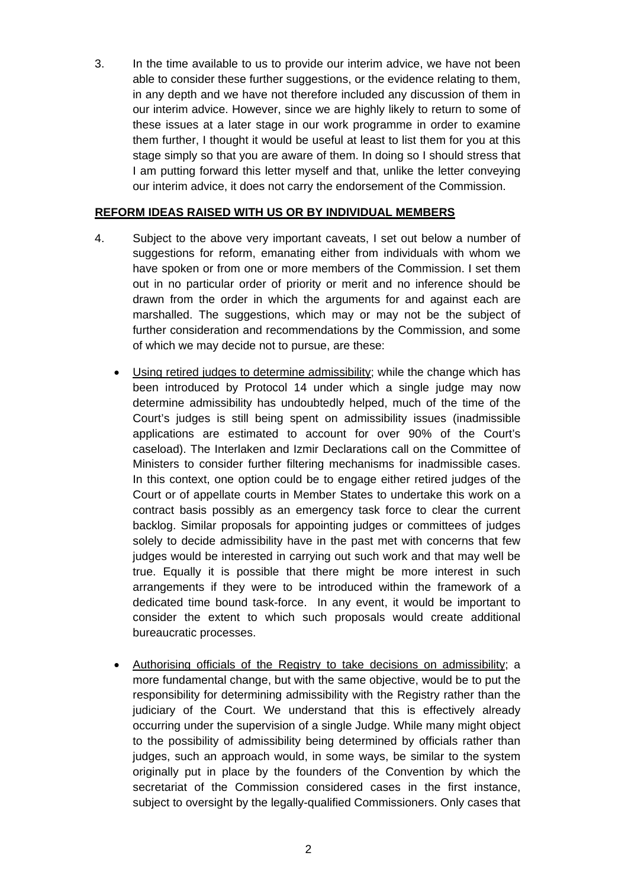3. In the time available to us to provide our interim advice, we have not been able to consider these further suggestions, or the evidence relating to them, in any depth and we have not therefore included any discussion of them in our interim advice. However, since we are highly likely to return to some of these issues at a later stage in our work programme in order to examine them further, I thought it would be useful at least to list them for you at this stage simply so that you are aware of them. In doing so I should stress that I am putting forward this letter myself and that, unlike the letter conveying our interim advice, it does not carry the endorsement of the Commission.

**REFORM IDEAS RAISED WITH US OR BY INDIVIDUAL MEMBERS**

4. Subject to the above very important caveats, I set out below a number of suggestions for reform, emanating either from individuals with whom we have spoken or from one or more members of the Commission. I set them out in no particular order of priority or merit and no inference should be drawn from the order in which the arguments for and against each are marshalled. The suggestions, which may or may not be the subject of further consideration and recommendations by the Commission, and some of which we may decide not to pursue, are these:

   - Using retired judges to determine admissibility; while the change which has been introduced by Protocol 14 under which a single judge may now determine admissibility has undoubtedly helped, much of the time of the Court's judges is still being spent on admissibility issues (inadmissible applications are estimated to account for over 90% of the Court's caseload). The Interlaken and Izmir Declarations call on the Committee of Ministers to consider further filtering mechanisms for inadmissible cases. In this context, one option could be to engage either retired judges of the Court or of appellate courts in Member States to undertake this work on a contract basis possibly as an emergency task force to clear the current backlog. Similar proposals for appointing judges or committees of judges solely to decide admissibility have in the past met with concerns that few judges would be interested in carrying out such work and that may well be true. Equally it is possible that there might be more interest in such arrangements if they were to be introduced within the framework of a dedicated time bound task-force. In any event, it would be important to consider the extent to which such proposals would create additional bureaucratic processes.

   - Authorising officials of the Registry to take decisions on admissibility; a more fundamental change, but with the same objective, would be to put the responsibility for determining admissibility with the Registry rather than the judiciary of the Court. We understand that this is effectively already occurring under the supervision of a single Judge. While many might object to the possibility of admissibility being determined by officials rather than judges, such an approach would, in some ways, be similar to the system originally put in place by the founders of the Convention by which the secretariat of the Commission considered cases in the first instance, subject to oversight by the legally-qualified Commissioners. Only cases that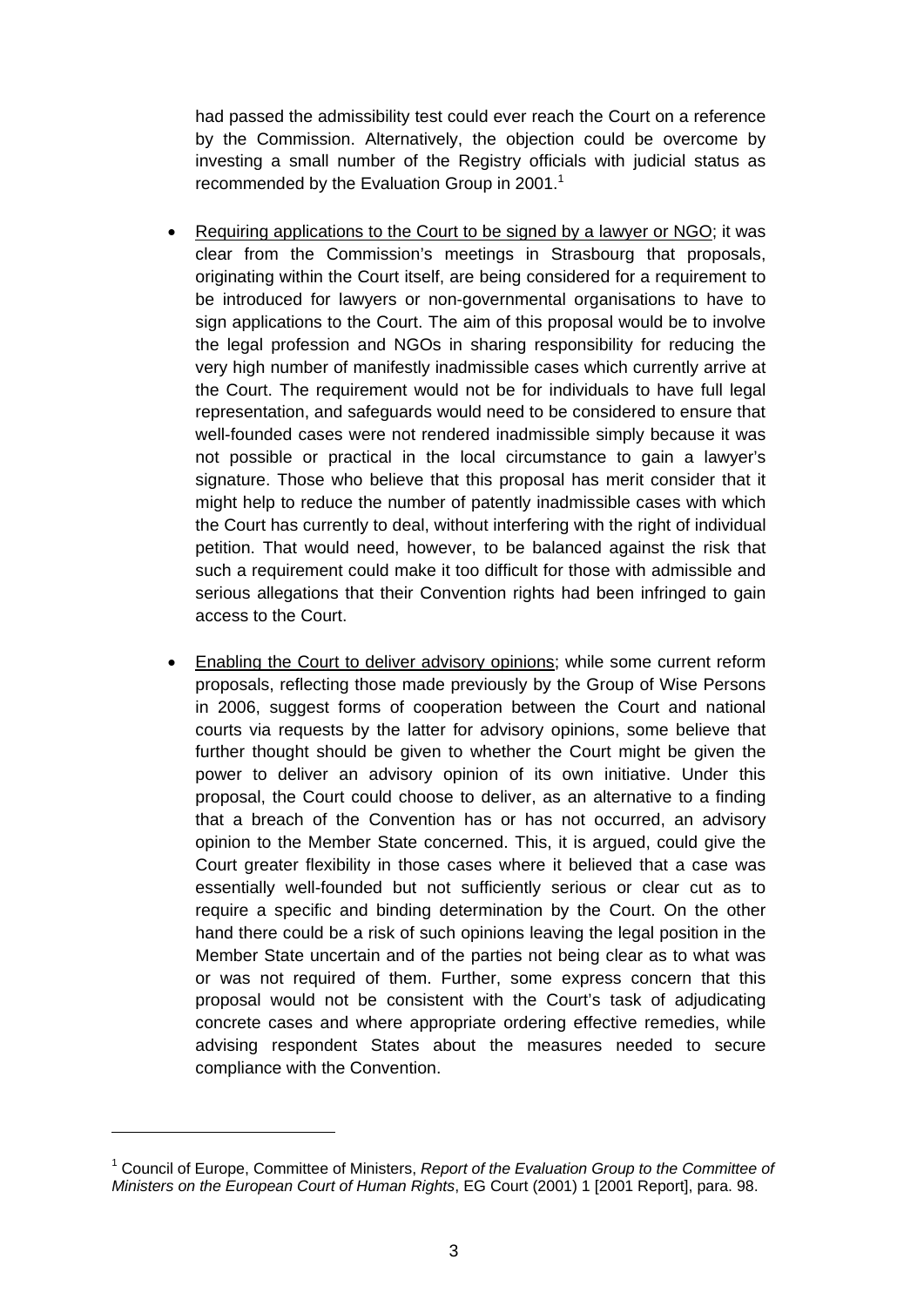had passed the admissibility test could ever reach the Court on a reference by the Commission. Alternatively, the objection could be overcome by investing a small number of the Registry officials with judicial status as recommended by the Evaluation Group in 2001.[1]

- Requiring applications to the Court to be signed by a lawyer or NGO; it was clear from the Commission's meetings in Strasbourg that proposals, originating within the Court itself, are being considered for a requirement to be introduced for lawyers or non-governmental organisations to have to sign applications to the Court. The aim of this proposal would be to involve the legal profession and NGOs in sharing responsibility for reducing the very high number of manifestly inadmissible cases which currently arrive at the Court. The requirement would not be for individuals to have full legal representation, and safeguards would need to be considered to ensure that well-founded cases were not rendered inadmissible simply because it was not possible or practical in the local circumstance to gain a lawyer's signature. Those who believe that this proposal has merit consider that it might help to reduce the number of patently inadmissible cases with which the Court has currently to deal, without interfering with the right of individual petition. That would need, however, to be balanced against the risk that such a requirement could make it too difficult for those with admissible and serious allegations that their Convention rights had been infringed to gain access to the Court.

- Enabling the Court to deliver advisory opinions; while some current reform proposals, reflecting those made previously by the Group of Wise Persons in 2006, suggest forms of cooperation between the Court and national courts via requests by the latter for advisory opinions, some believe that further thought should be given to whether the Court might be given the power to deliver an advisory opinion of its own initiative. Under this proposal, the Court could choose to deliver, as an alternative to a finding that a breach of the Convention has or has not occurred, an advisory opinion to the Member State concerned. This, it is argued, could give the Court greater flexibility in those cases where it believed that a case was essentially well-founded but not sufficiently serious or clear cut as to require a specific and binding determination by the Court. On the other hand there could be a risk of such opinions leaving the legal position in the Member State uncertain and of the parties not being clear as to what was or was not required of them. Further, some express concern that this proposal would not be consistent with the Court's task of adjudicating concrete cases and where appropriate ordering effective remedies, while advising respondent States about the measures needed to secure compliance with the Convention.

[1] Council of Europe, Committee of Ministers, *Report of the Evaluation Group to the Committee of Ministers on the European Court of Human Rights*, EG Court (2001) 1 [2001 Report], para. 98.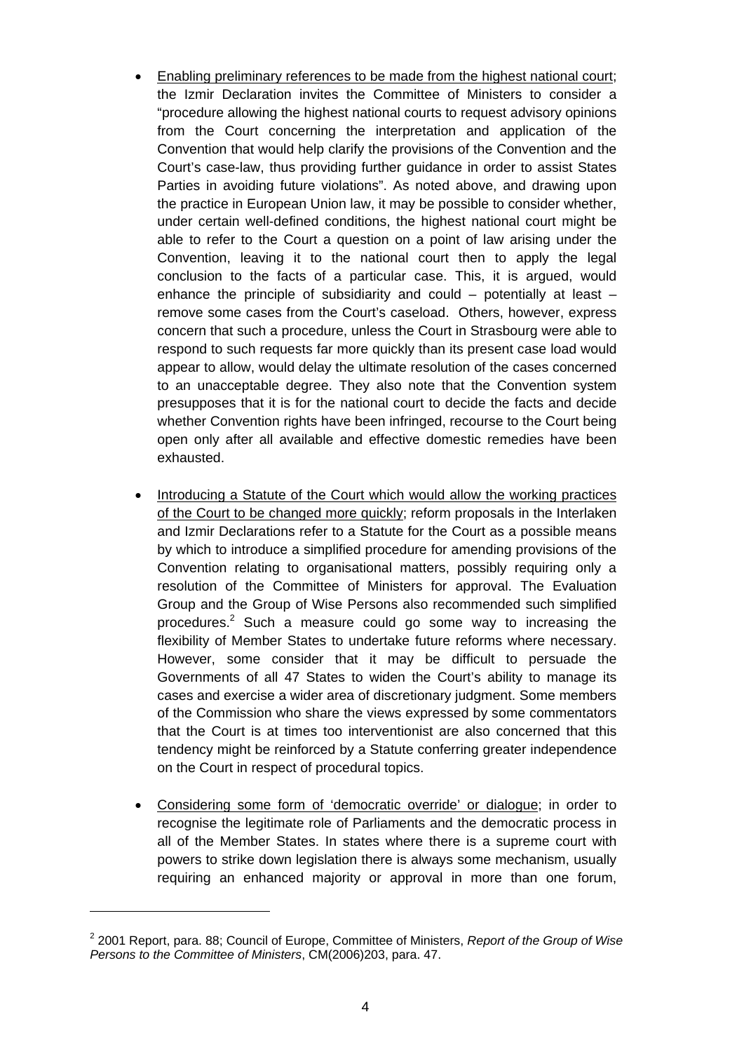- Enabling preliminary references to be made from the highest national court; the Izmir Declaration invites the Committee of Ministers to consider a "procedure allowing the highest national courts to request advisory opinions from the Court concerning the interpretation and application of the Convention that would help clarify the provisions of the Convention and the Court's case-law, thus providing further guidance in order to assist States Parties in avoiding future violations". As noted above, and drawing upon the practice in European Union law, it may be possible to consider whether, under certain well-defined conditions, the highest national court might be able to refer to the Court a question on a point of law arising under the Convention, leaving it to the national court then to apply the legal conclusion to the facts of a particular case. This, it is argued, would enhance the principle of subsidiarity and could – potentially at least – remove some cases from the Court's caseload. Others, however, express concern that such a procedure, unless the Court in Strasbourg were able to respond to such requests far more quickly than its present case load would appear to allow, would delay the ultimate resolution of the cases concerned to an unacceptable degree. They also note that the Convention system presupposes that it is for the national court to decide the facts and decide whether Convention rights have been infringed, recourse to the Court being open only after all available and effective domestic remedies have been exhausted.

- Introducing a Statute of the Court which would allow the working practices of the Court to be changed more quickly; reform proposals in the Interlaken and Izmir Declarations refer to a Statute for the Court as a possible means by which to introduce a simplified procedure for amending provisions of the Convention relating to organisational matters, possibly requiring only a resolution of the Committee of Ministers for approval. The Evaluation Group and the Group of Wise Persons also recommended such simplified procedures.[2] Such a measure could go some way to increasing the flexibility of Member States to undertake future reforms where necessary. However, some consider that it may be difficult to persuade the Governments of all 47 States to widen the Court's ability to manage its cases and exercise a wider area of discretionary judgment. Some members of the Commission who share the views expressed by some commentators that the Court is at times too interventionist are also concerned that this tendency might be reinforced by a Statute conferring greater independence on the Court in respect of procedural topics.

- Considering some form of 'democratic override' or dialogue; in order to recognise the legitimate role of Parliaments and the democratic process in all of the Member States. In states where there is a supreme court with powers to strike down legislation there is always some mechanism, usually requiring an enhanced majority or approval in more than one forum,

---

[2] 2001 Report, para. 88; Council of Europe, Committee of Ministers, *Report of the Group of Wise Persons to the Committee of Ministers*, CM(2006)203, para. 47.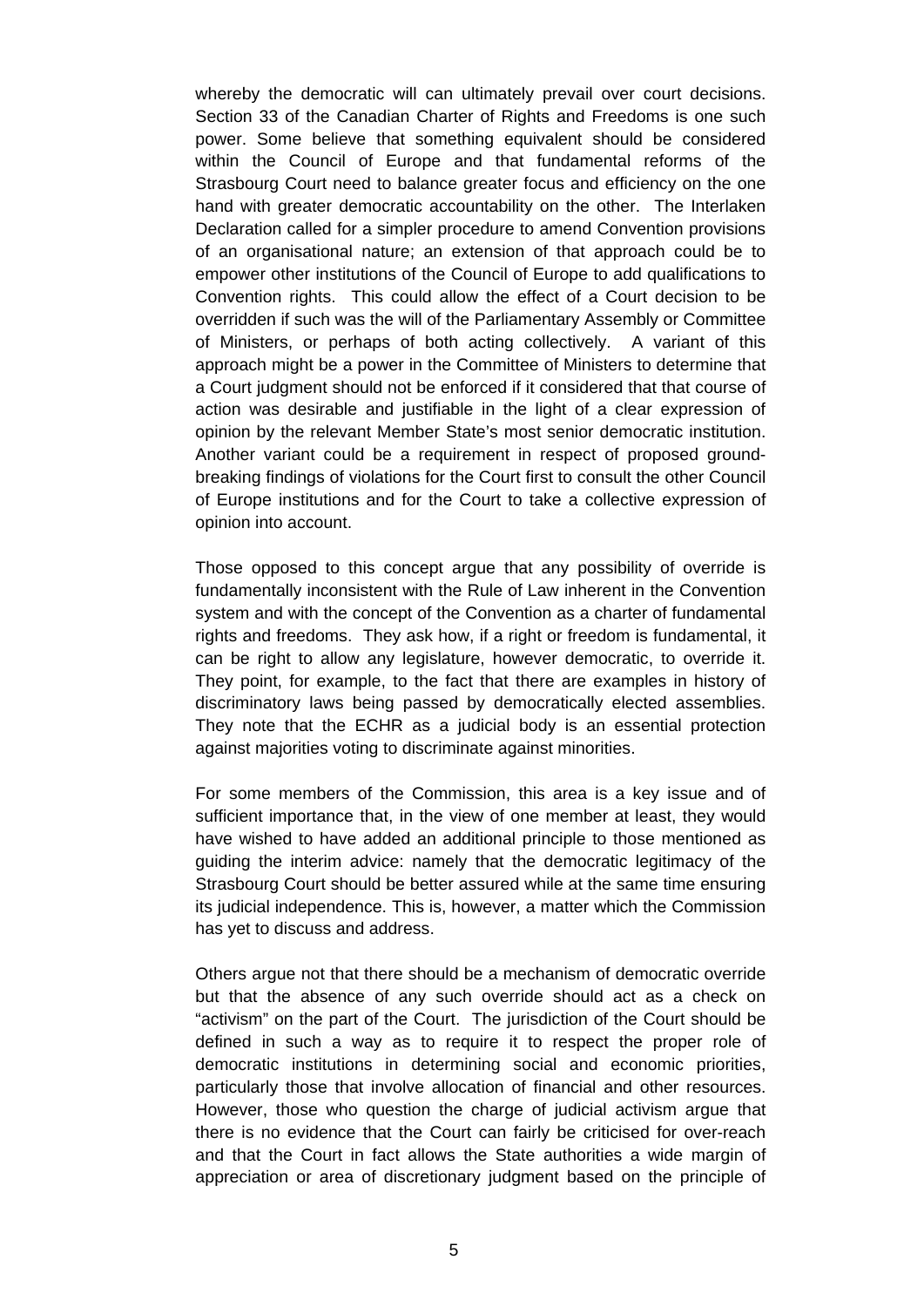whereby the democratic will can ultimately prevail over court decisions. Section 33 of the Canadian Charter of Rights and Freedoms is one such power. Some believe that something equivalent should be considered within the Council of Europe and that fundamental reforms of the Strasbourg Court need to balance greater focus and efficiency on the one hand with greater democratic accountability on the other. The Interlaken Declaration called for a simpler procedure to amend Convention provisions of an organisational nature; an extension of that approach could be to empower other institutions of the Council of Europe to add qualifications to Convention rights. This could allow the effect of a Court decision to be overridden if such was the will of the Parliamentary Assembly or Committee of Ministers, or perhaps of both acting collectively. A variant of this approach might be a power in the Committee of Ministers to determine that a Court judgment should not be enforced if it considered that that course of action was desirable and justifiable in the light of a clear expression of opinion by the relevant Member State's most senior democratic institution. Another variant could be a requirement in respect of proposed ground-breaking findings of violations for the Court first to consult the other Council of Europe institutions and for the Court to take a collective expression of opinion into account.

Those opposed to this concept argue that any possibility of override is fundamentally inconsistent with the Rule of Law inherent in the Convention system and with the concept of the Convention as a charter of fundamental rights and freedoms. They ask how, if a right or freedom is fundamental, it can be right to allow any legislature, however democratic, to override it. They point, for example, to the fact that there are examples in history of discriminatory laws being passed by democratically elected assemblies. They note that the ECHR as a judicial body is an essential protection against majorities voting to discriminate against minorities.

For some members of the Commission, this area is a key issue and of sufficient importance that, in the view of one member at least, they would have wished to have added an additional principle to those mentioned as guiding the interim advice: namely that the democratic legitimacy of the Strasbourg Court should be better assured while at the same time ensuring its judicial independence. This is, however, a matter which the Commission has yet to discuss and address.

Others argue not that there should be a mechanism of democratic override but that the absence of any such override should act as a check on "activism" on the part of the Court. The jurisdiction of the Court should be defined in such a way as to require it to respect the proper role of democratic institutions in determining social and economic priorities, particularly those that involve allocation of financial and other resources. However, those who question the charge of judicial activism argue that there is no evidence that the Court can fairly be criticised for over-reach and that the Court in fact allows the State authorities a wide margin of appreciation or area of discretionary judgment based on the principle of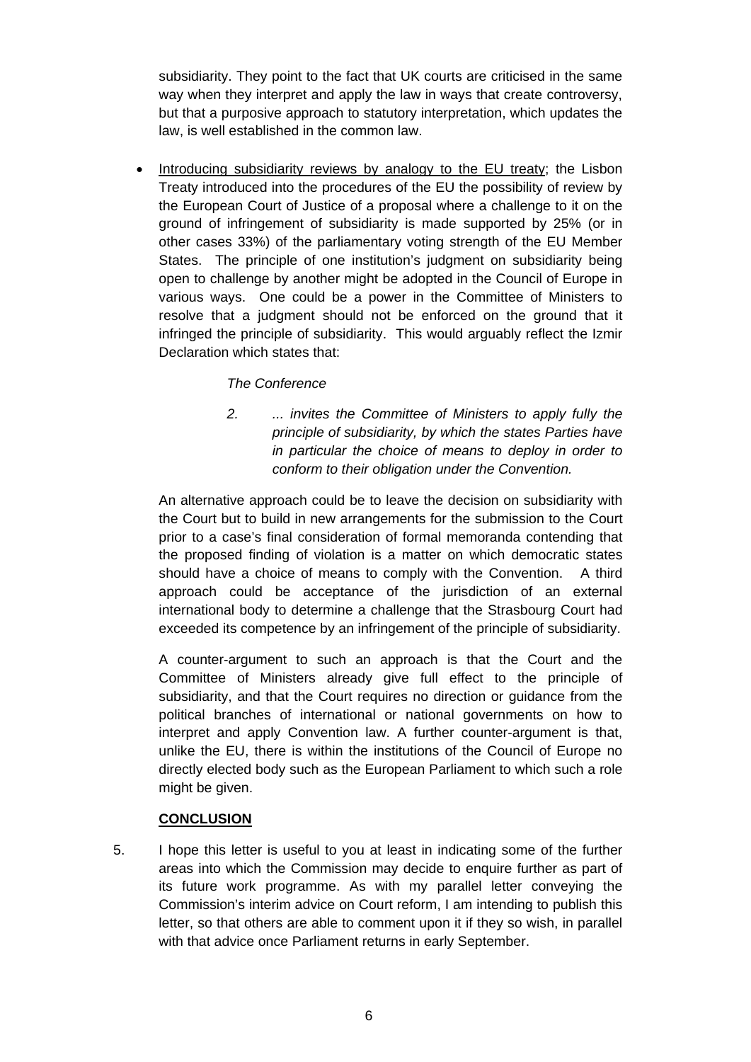subsidiarity. They point to the fact that UK courts are criticised in the same way when they interpret and apply the law in ways that create controversy, but that a purposive approach to statutory interpretation, which updates the law, is well established in the common law.

- <u>Introducing subsidiarity reviews by analogy to the EU treaty</u>; the Lisbon Treaty introduced into the procedures of the EU the possibility of review by the European Court of Justice of a proposal where a challenge to it on the ground of infringement of subsidiarity is made supported by 25% (or in other cases 33%) of the parliamentary voting strength of the EU Member States. The principle of one institution's judgment on subsidiarity being open to challenge by another might be adopted in the Council of Europe in various ways. One could be a power in the Committee of Ministers to resolve that a judgment should not be enforced on the ground that it infringed the principle of subsidiarity. This would arguably reflect the Izmir Declaration which states that:

  *The Conference*

  *2. ... invites the Committee of Ministers to apply fully the principle of subsidiarity, by which the states Parties have in particular the choice of means to deploy in order to conform to their obligation under the Convention.*

  An alternative approach could be to leave the decision on subsidiarity with the Court but to build in new arrangements for the submission to the Court prior to a case's final consideration of formal memoranda contending that the proposed finding of violation is a matter on which democratic states should have a choice of means to comply with the Convention. A third approach could be acceptance of the jurisdiction of an external international body to determine a challenge that the Strasbourg Court had exceeded its competence by an infringement of the principle of subsidiarity.

  A counter-argument to such an approach is that the Court and the Committee of Ministers already give full effect to the principle of subsidiarity, and that the Court requires no direction or guidance from the political branches of international or national governments on how to interpret and apply Convention law. A further counter-argument is that, unlike the EU, there is within the institutions of the Council of Europe no directly elected body such as the European Parliament to which such a role might be given.

## CONCLUSION

5. I hope this letter is useful to you at least in indicating some of the further areas into which the Commission may decide to enquire further as part of its future work programme. As with my parallel letter conveying the Commission's interim advice on Court reform, I am intending to publish this letter, so that others are able to comment upon it if they so wish, in parallel with that advice once Parliament returns in early September.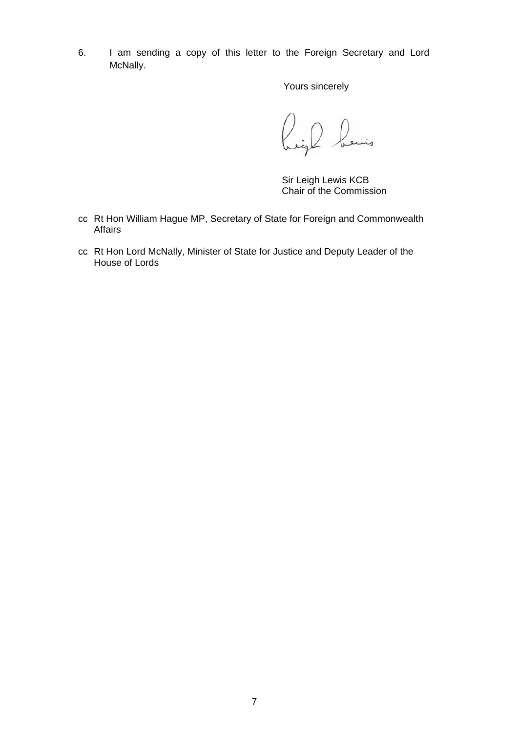6. I am sending a copy of this letter to the Foreign Secretary and Lord McNally.

Yours sincerely

Sir Leigh Lewis KCB
Chair of the Commission

cc Rt Hon William Hague MP, Secretary of State for Foreign and Commonwealth Affairs

cc Rt Hon Lord McNally, Minister of State for Justice and Deputy Leader of the House of Lords